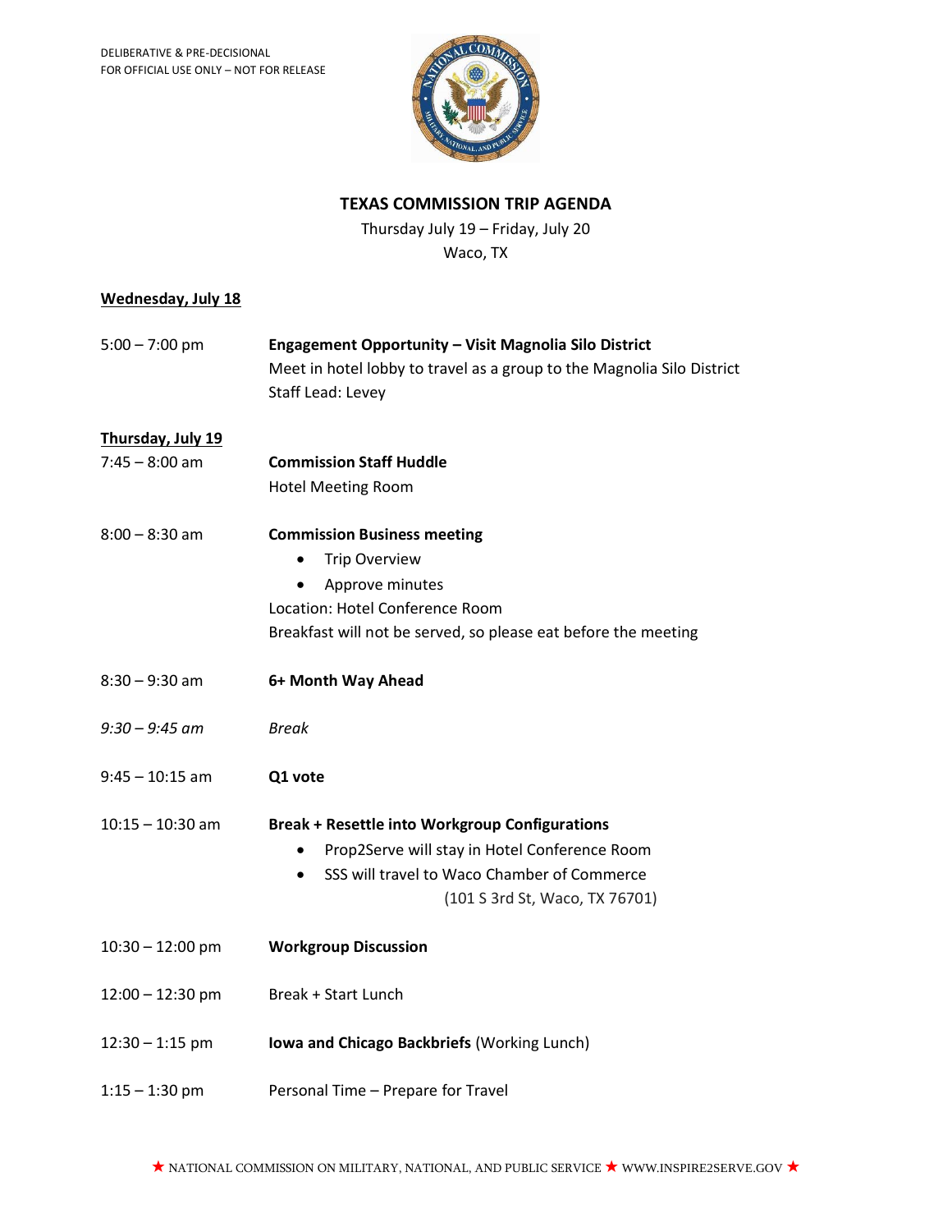DELIBERATIVE & PRE-DECISIONAL
FOR OFFICIAL USE ONLY – NOT FOR RELEASE

# TEXAS COMMISSION TRIP AGENDA

Thursday July 19 – Friday, July 20
Waco, TX

## Wednesday, July 18

| | |
|---|---|
| 5:00 – 7:00 pm | **Engagement Opportunity – Visit Magnolia Silo District**<br>Meet in hotel lobby to travel as a group to the Magnolia Silo District<br>Staff Lead: Levey |

## Thursday, July 19

| | |
|---|---|
| 7:45 – 8:00 am | **Commission Staff Huddle**<br>Hotel Meeting Room |
| 8:00 – 8:30 am | **Commission Business meeting**<br>• Trip Overview<br>• Approve minutes<br>Location: Hotel Conference Room<br>Breakfast will not be served, so please eat before the meeting |
| 8:30 – 9:30 am | **6+ Month Way Ahead** |
| *9:30 – 9:45 am* | *Break* |
| 9:45 – 10:15 am | **Q1 vote** |
| 10:15 – 10:30 am | **Break + Resettle into Workgroup Configurations**<br>• Prop2Serve will stay in Hotel Conference Room<br>• SSS will travel to Waco Chamber of Commerce (101 S 3rd St, Waco, TX 76701) |
| 10:30 – 12:00 pm | **Workgroup Discussion** |
| 12:00 – 12:30 pm | Break + Start Lunch |
| 12:30 – 1:15 pm | **Iowa and Chicago Backbriefs** (Working Lunch) |
| 1:15 – 1:30 pm | Personal Time – Prepare for Travel |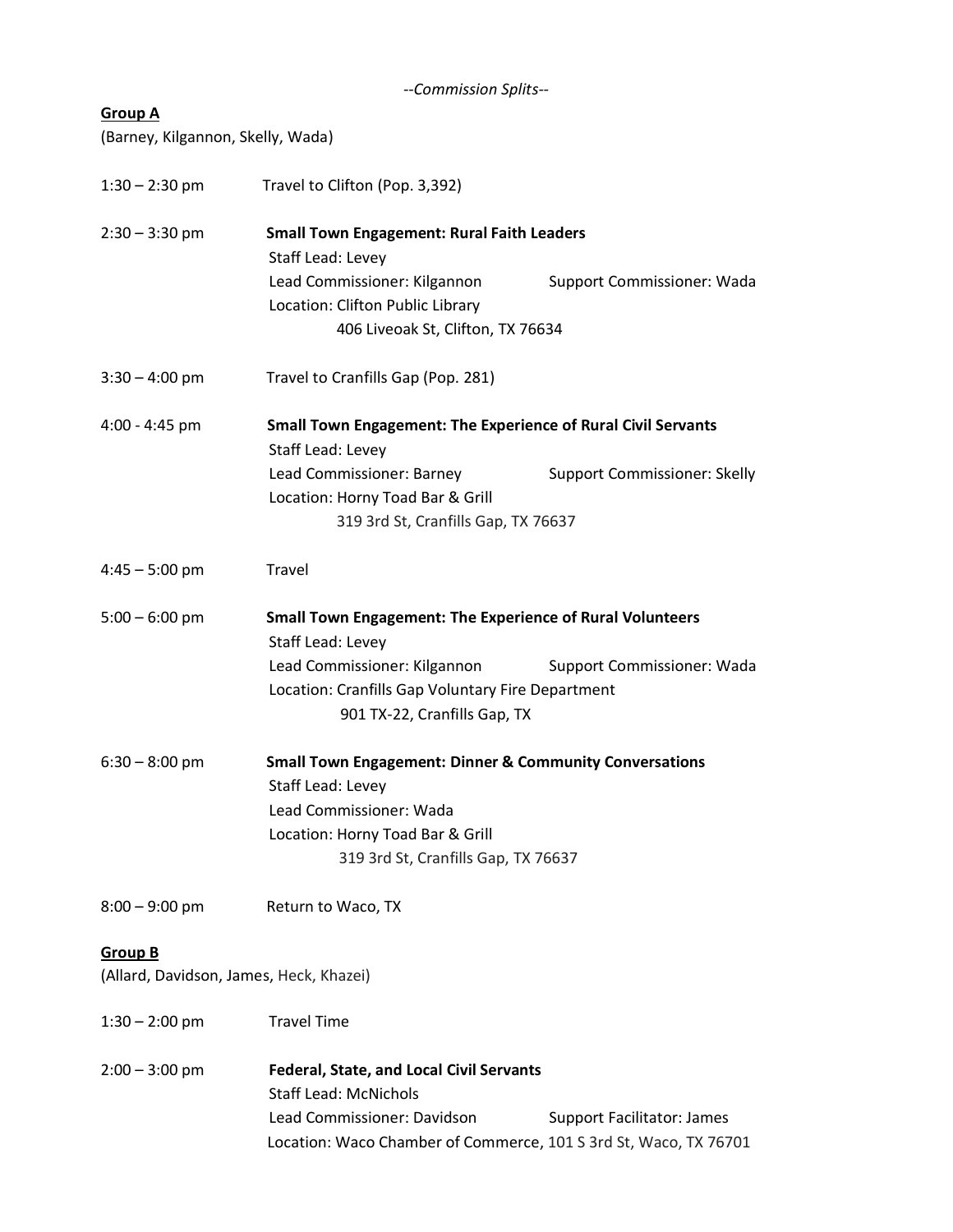*--Commission Splits--*

**Group A**

(Barney, Kilgannon, Skelly, Wada)

1:30 – 2:30 pm Travel to Clifton (Pop. 3,392)

2:30 – 3:30 pm **Small Town Engagement: Rural Faith Leaders**
Staff Lead: Levey
Lead Commissioner: Kilgannon Support Commissioner: Wada
Location: Clifton Public Library
406 Liveoak St, Clifton, TX 76634

3:30 – 4:00 pm Travel to Cranfills Gap (Pop. 281)

4:00 - 4:45 pm **Small Town Engagement: The Experience of Rural Civil Servants**
Staff Lead: Levey
Lead Commissioner: Barney Support Commissioner: Skelly
Location: Horny Toad Bar & Grill
319 3rd St, Cranfills Gap, TX 76637

4:45 – 5:00 pm Travel

5:00 – 6:00 pm **Small Town Engagement: The Experience of Rural Volunteers**
Staff Lead: Levey
Lead Commissioner: Kilgannon Support Commissioner: Wada
Location: Cranfills Gap Voluntary Fire Department
901 TX-22, Cranfills Gap, TX

6:30 – 8:00 pm **Small Town Engagement: Dinner & Community Conversations**
Staff Lead: Levey
Lead Commissioner: Wada
Location: Horny Toad Bar & Grill
319 3rd St, Cranfills Gap, TX 76637

8:00 – 9:00 pm Return to Waco, TX

**Group B**

(Allard, Davidson, James, Heck, Khazei)

1:30 – 2:00 pm Travel Time

2:00 – 3:00 pm **Federal, State, and Local Civil Servants**
Staff Lead: McNichols
Lead Commissioner: Davidson Support Facilitator: James
Location: Waco Chamber of Commerce, 101 S 3rd St, Waco, TX 76701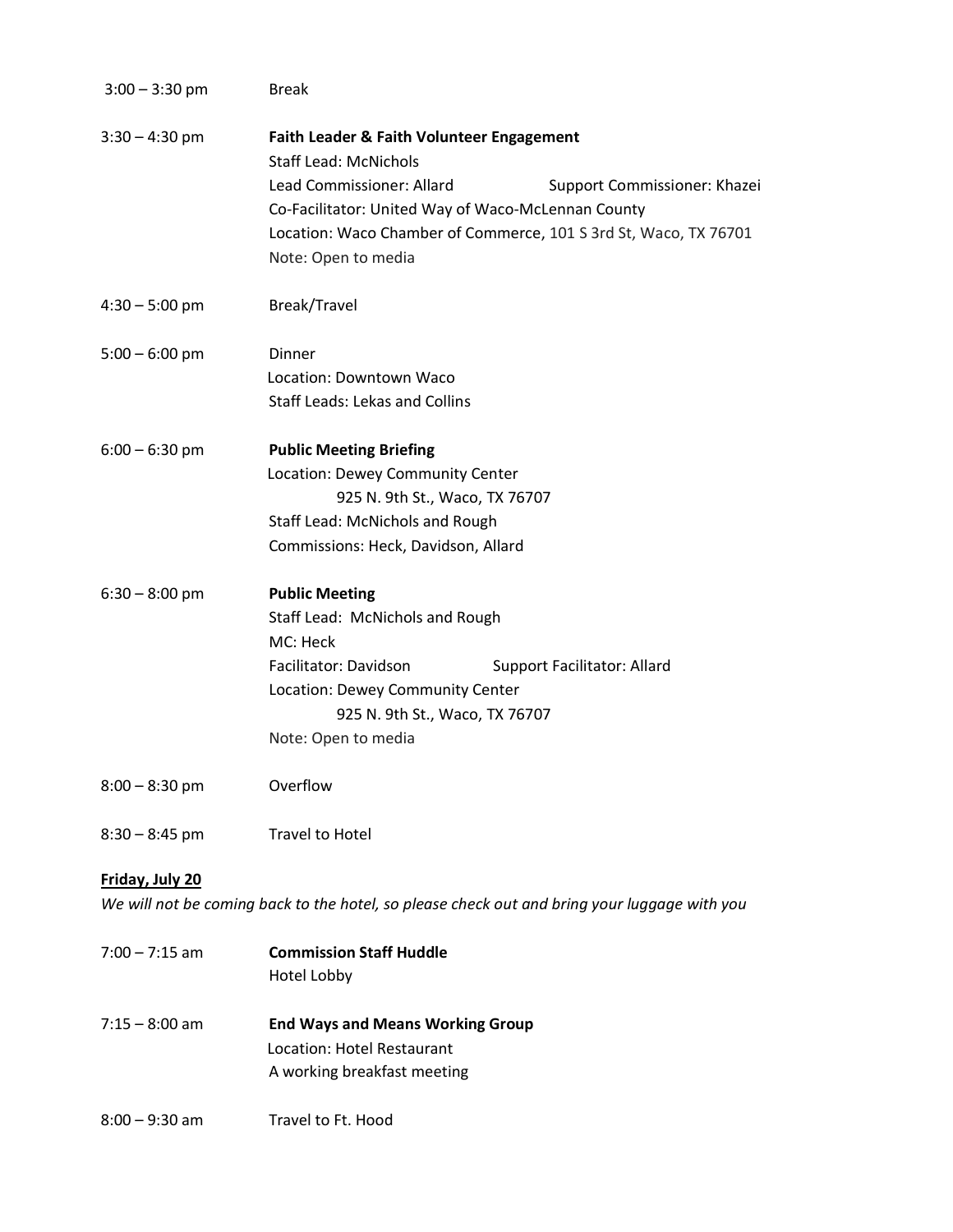3:00 – 3:30 pm Break

3:30 – 4:30 pm **Faith Leader & Faith Volunteer Engagement**
Staff Lead: McNichols
Lead Commissioner: Allard Support Commissioner: Khazei
Co-Facilitator: United Way of Waco-McLennan County
Location: Waco Chamber of Commerce, 101 S 3rd St, Waco, TX 76701
Note: Open to media

4:30 – 5:00 pm Break/Travel

5:00 – 6:00 pm Dinner
Location: Downtown Waco
Staff Leads: Lekas and Collins

6:00 – 6:30 pm **Public Meeting Briefing**
Location: Dewey Community Center
925 N. 9th St., Waco, TX 76707
Staff Lead: McNichols and Rough
Commissions: Heck, Davidson, Allard

6:30 – 8:00 pm **Public Meeting**
Staff Lead: McNichols and Rough
MC: Heck
Facilitator: Davidson Support Facilitator: Allard
Location: Dewey Community Center
925 N. 9th St., Waco, TX 76707
Note: Open to media

8:00 – 8:30 pm Overflow

8:30 – 8:45 pm Travel to Hotel

**<u>Friday, July 20</u>**

*We will not be coming back to the hotel, so please check out and bring your luggage with you*

7:00 – 7:15 am **Commission Staff Huddle**
Hotel Lobby

7:15 – 8:00 am **End Ways and Means Working Group**
Location: Hotel Restaurant
A working breakfast meeting

8:00 – 9:30 am Travel to Ft. Hood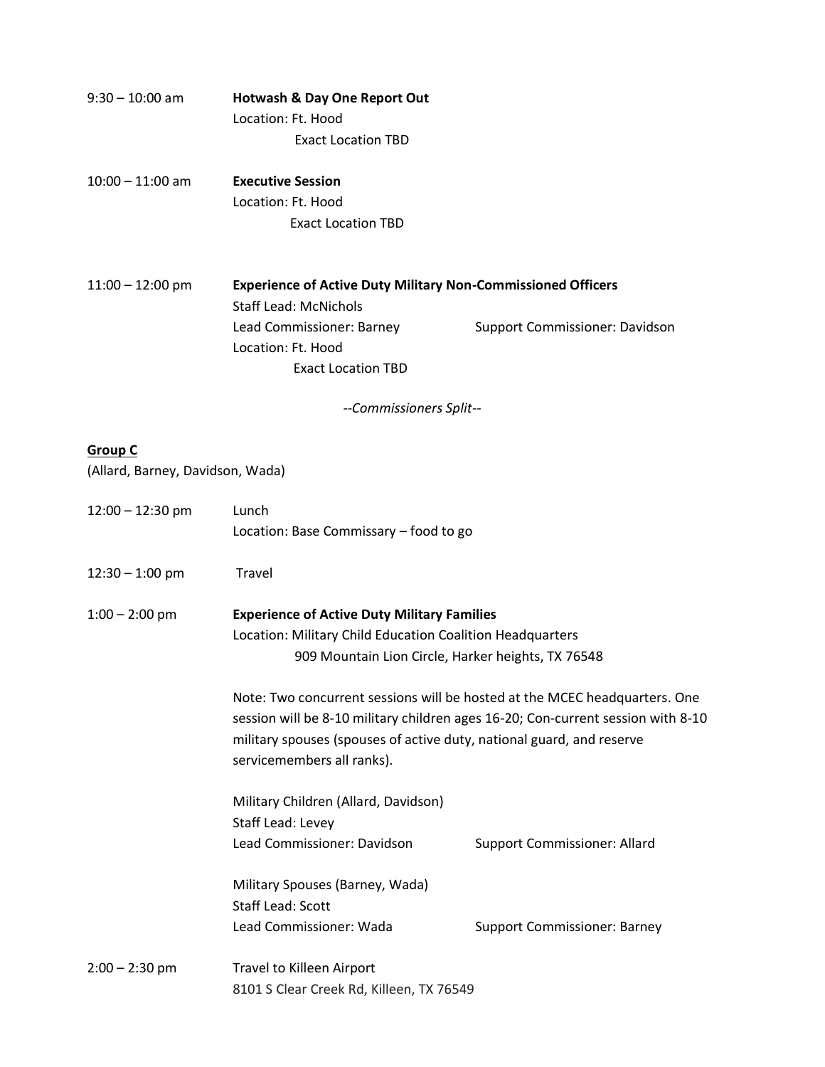9:30 – 10:00 am **Hotwash & Day One Report Out**
Location: Ft. Hood
Exact Location TBD

10:00 – 11:00 am **Executive Session**
Location: Ft. Hood
Exact Location TBD

11:00 – 12:00 pm **Experience of Active Duty Military Non-Commissioned Officers**
Staff Lead: McNichols
Lead Commissioner: Barney  Support Commissioner: Davidson
Location: Ft. Hood
Exact Location TBD

*--Commissioners Split--*

**Group C**

(Allard, Barney, Davidson, Wada)

12:00 – 12:30 pm Lunch
Location: Base Commissary – food to go

12:30 – 1:00 pm Travel

1:00 – 2:00 pm **Experience of Active Duty Military Families**
Location: Military Child Education Coalition Headquarters
909 Mountain Lion Circle, Harker heights, TX 76548

Note: Two concurrent sessions will be hosted at the MCEC headquarters. One session will be 8-10 military children ages 16-20; Con-current session with 8-10 military spouses (spouses of active duty, national guard, and reserve servicemembers all ranks).

Military Children (Allard, Davidson)
Staff Lead: Levey
Lead Commissioner: Davidson  Support Commissioner: Allard

Military Spouses (Barney, Wada)
Staff Lead: Scott
Lead Commissioner: Wada  Support Commissioner: Barney

2:00 – 2:30 pm Travel to Killeen Airport
8101 S Clear Creek Rd, Killeen, TX 76549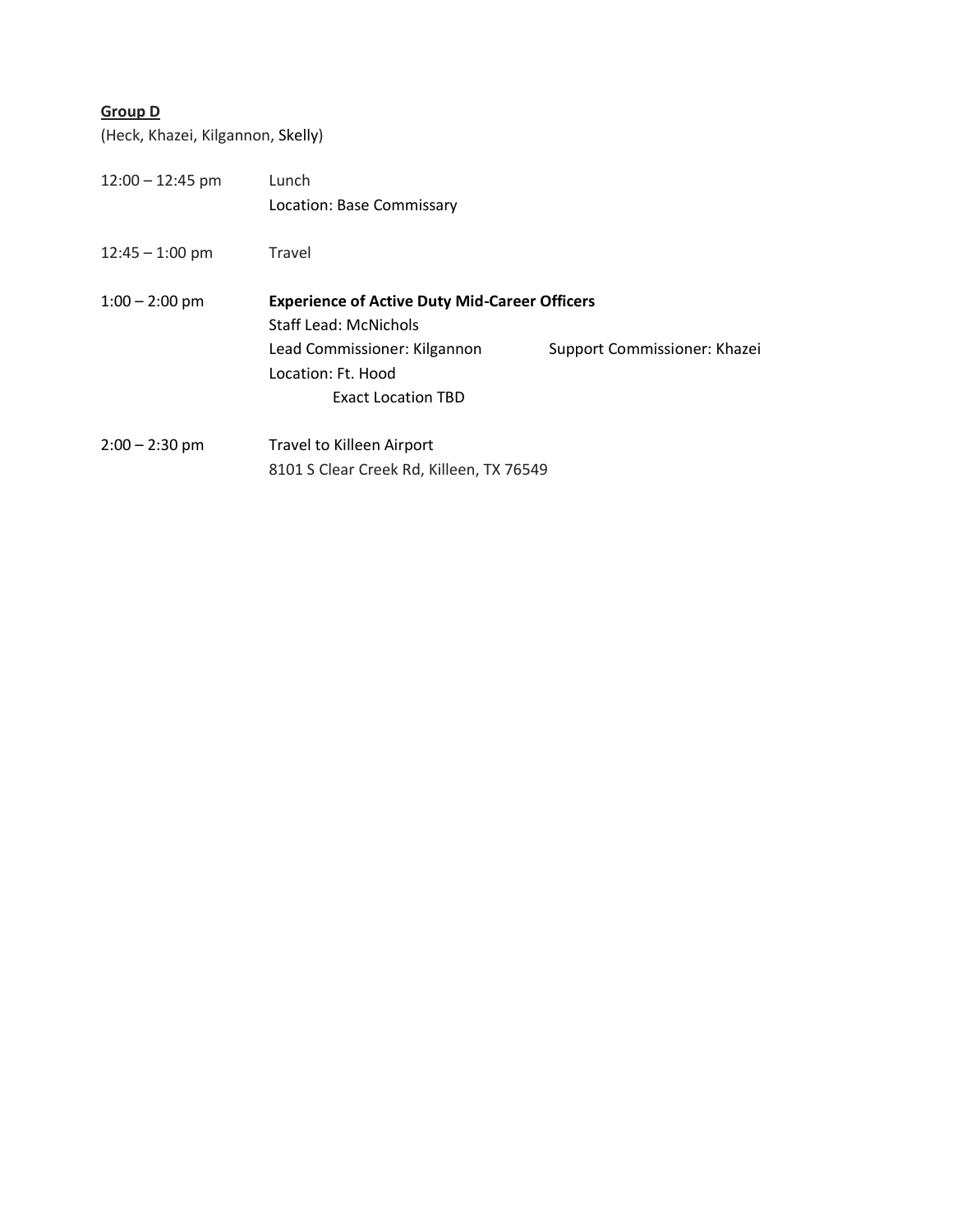**<u>Group D</u>**

(Heck, Khazei, Kilgannon, Skelly)

| | |
|---|---|
| 12:00 – 12:45 pm | Lunch<br>Location: Base Commissary |
| 12:45 – 1:00 pm | Travel |
| 1:00 – 2:00 pm | **Experience of Active Duty Mid-Career Officers**<br>Staff Lead: McNichols<br>Lead Commissioner: Kilgannon     Support Commissioner: Khazei<br>Location: Ft. Hood<br>Exact Location TBD |
| 2:00 – 2:30 pm | Travel to Killeen Airport<br>8101 S Clear Creek Rd, Killeen, TX 76549 |